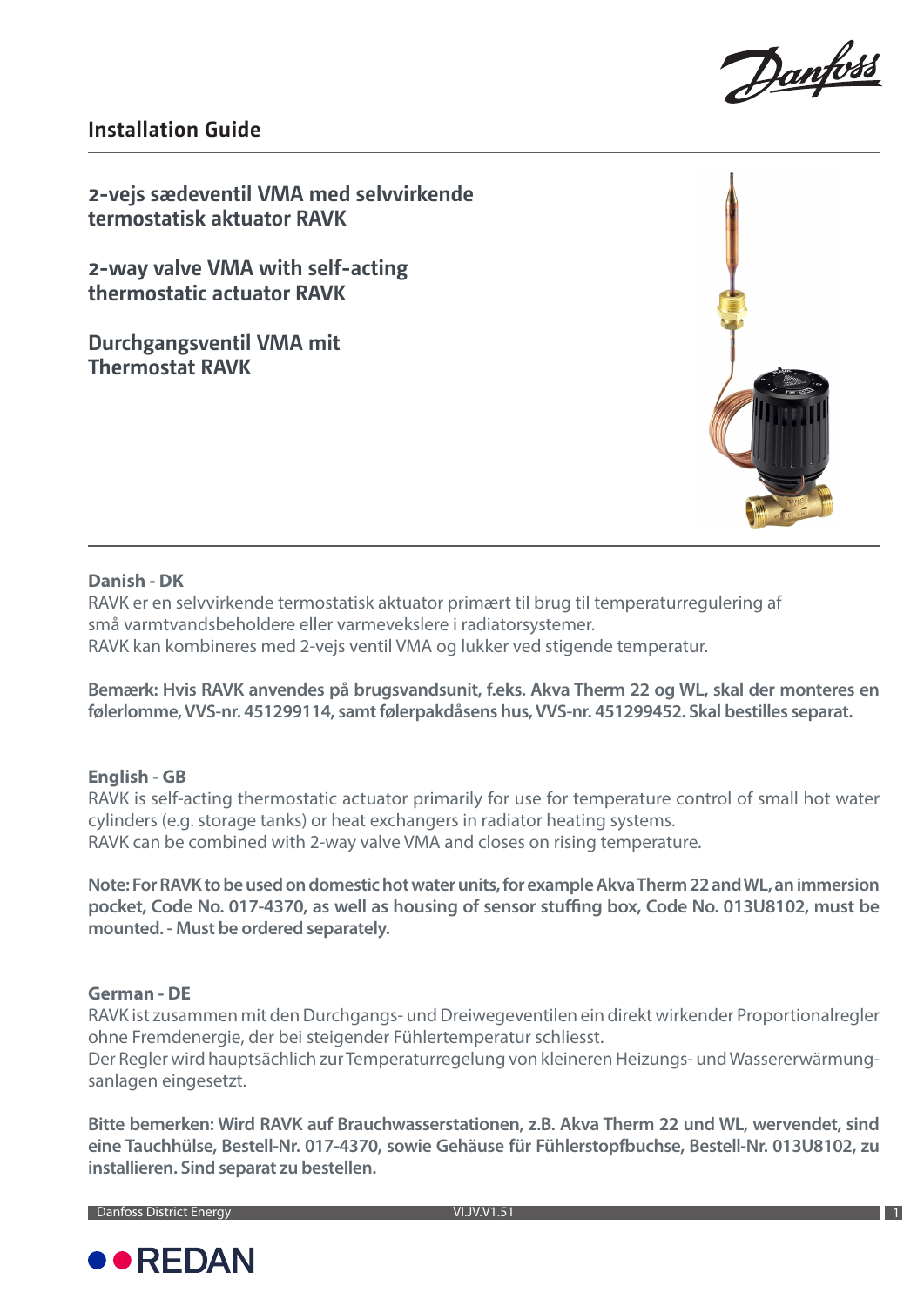## Installation Guide

# 2-vejs sædeventil VMA med selvvirkende termostatisk aktuator RAVK

# 2-way valve VMA with self-acting thermostatic actuator RAVK

# Durchgangsventil VMA mit Thermostat RAVK

### Danish - DK

RAVK er en selvvirkende termostatisk aktuator primært til brug til temperaturregulering af små varmtvandsbeholdere eller varmevekslere i radiatorsystemer.
RAVK kan kombineres med 2-vejs ventil VMA og lukker ved stigende temperatur.

**Bemærk: Hvis RAVK anvendes på brugsvandsunit, f.eks. Akva Therm 22 og WL, skal der monteres en følerlomme, VVS-nr. 451299114, samt følerpakdåsens hus, VVS-nr. 451299452. Skal bestilles separat.**

### English - GB

RAVK is self-acting thermostatic actuator primarily for use for temperature control of small hot water cylinders (e.g. storage tanks) or heat exchangers in radiator heating systems.
RAVK can be combined with 2-way valve VMA and closes on rising temperature.

**Note: For RAVK to be used on domestic hot water units, for example Akva Therm 22 and WL, an immersion pocket, Code No. 017-4370, as well as housing of sensor stuffing box, Code No. 013U8102, must be mounted. - Must be ordered separately.**

### German - DE

RAVK ist zusammen mit den Durchgangs- und Dreiwegeventilen ein direkt wirkender Proportionalregler ohne Fremdenergie, der bei steigender Fühlertemperatur schliesst.
Der Regler wird hauptsächlich zur Temperaturregelung von kleineren Heizungs- und Wassererwärmungsanlagen eingesetzt.

**Bitte bemerken: Wird RAVK auf Brauchwasserstationen, z.B. Akva Therm 22 und WL, wervendet, sind eine Tauchhülse, Bestell-Nr. 017-4370, sowie Gehäuse für Fühlerstopfbuchse, Bestell-Nr. 013U8102, zu installieren. Sind separat zu bestellen.**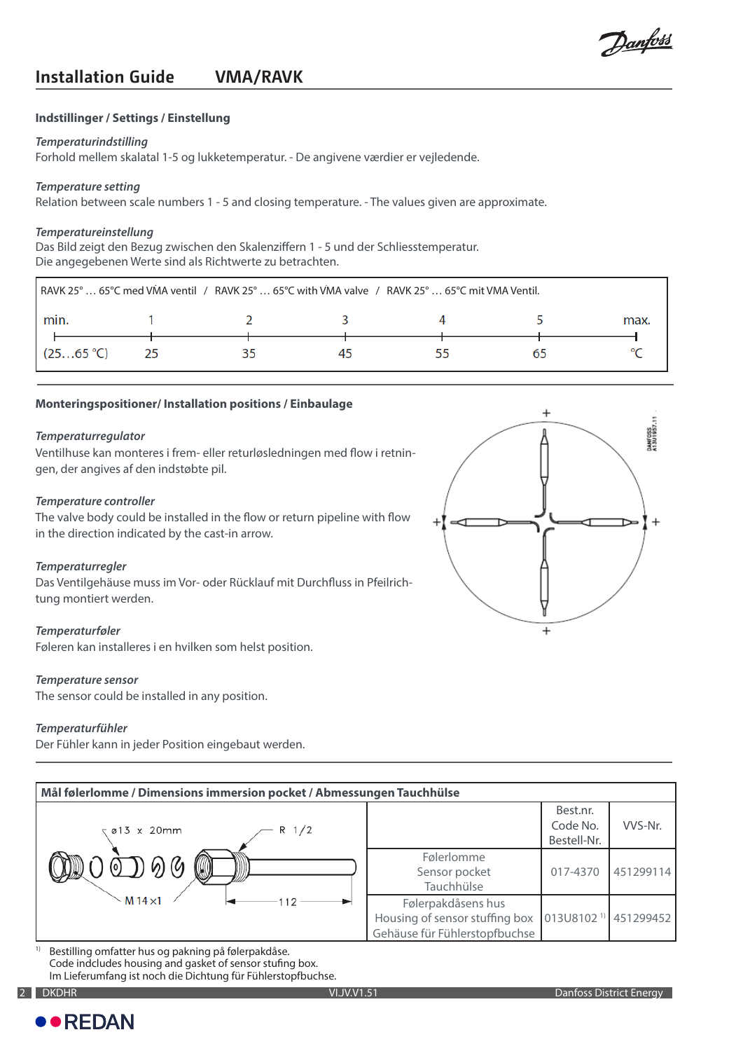## Indstillinger / Settings / Einstellung

*Temperaturindstilling*
Forhold mellem skalatal 1-5 og lukketemperatur. - De angivene værdier er vejledende.

*Temperature setting*
Relation between scale numbers 1 - 5 and closing temperature. - The values given are approximate.

*Temperatureinstellung*
Das Bild zeigt den Bezug zwischen den Skalenziffern 1 - 5 und der Schliesstemperatur.
Die angegebenen Werte sind als Richtwerte zu betrachten.

RAVK 25° … 65°C med VMA ventil / RAVK 25° … 65°C with VMA valve / RAVK 25° … 65°C mit VMA Ventil.

| min. | 1 | 2 | 3 | 4 | 5 | max. |
|---|---|---|---|---|---|---|
| (25…65 °C) | 25 | 35 | 45 | 55 | 65 | °C |

## Monteringspositioner/ Installation positions / Einbaulage

*Temperaturregulator*
Ventilhuse kan monteres i frem- eller returløsledningen med flow i retningen, der angives af den indstøbte pil.

*Temperature controller*
The valve body could be installed in the flow or return pipeline with flow in the direction indicated by the cast-in arrow.

*Temperaturregler*
Das Ventilgehäuse muss im Vor- oder Rücklauf mit Durchfluss in Pfeilrichtung montiert werden.

*Temperaturføler*
Føleren kan installeres i en hvilken som helst position.

*Temperature sensor*
The sensor could be installed in any position.

*Temperaturfühler*
Der Fühler kann in jeder Position eingebaut werden.

## Mål følerlomme / Dimensions immersion pocket / Abmessungen Tauchhülse

ø13 x 20mm, R 1/2, M 14×1, 112

| | Best.nr.<br>Code No.<br>Bestell-Nr. | VVS-Nr. |
|---|---|---|
| Følerlomme<br>Sensor pocket<br>Tauchhülse | 017-4370 | 451299114 |
| Følerpakdåsens hus<br>Housing of sensor stuffing box<br>Gehäuse für Fühlerstopfbuchse | 013U8102 [1] | 451299452 |

[1] Bestilling omfatter hus og pakning på følerpakdåse.
Code indcludes housing and gasket of sensor stufing box.
Im Lieferumfang ist noch die Dichtung für Fühlerstopfbuchse.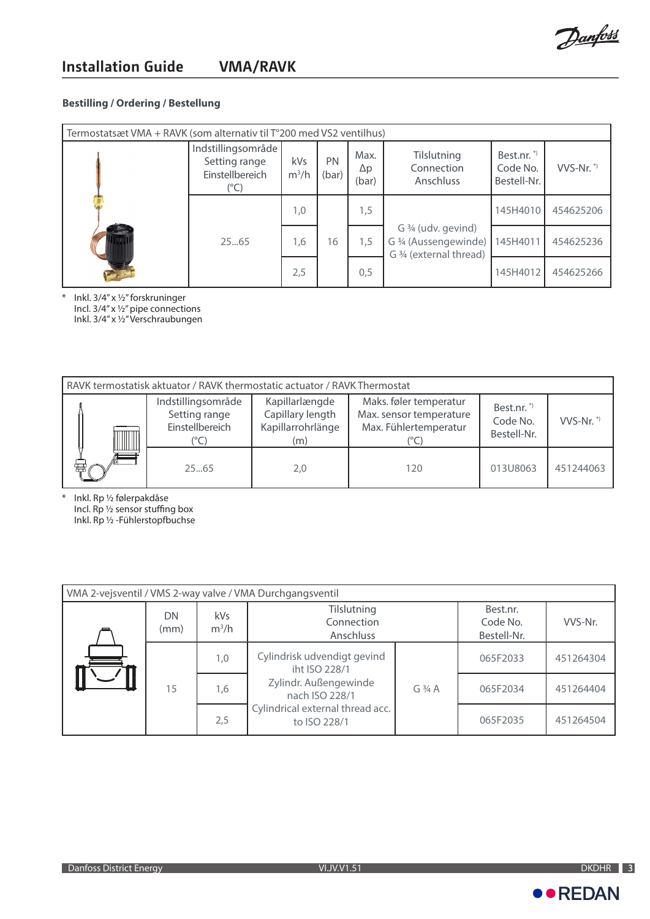## Bestilling / Ordering / Bestellung

| Termostatsæt VMA + RAVK (som alternativ til T°200 med VS2 ventilhus) | | | | | | | |
|---|---|---|---|---|---|---|---|
| | Indstillingsområde Setting range Einstellbereich (°C) | kVs m³/h | PN (bar) | Max. Δp (bar) | Tilslutning Connection Anschluss | Best.nr. *) Code No. Bestell-Nr. | VVS-Nr. *) |
| | 25...65 | 1,0 | 16 | 1,5 | G ¾ (udv. gevind) G ¾ (Aussengewinde) G ¾ (external thread) | 145H4010 | 454625206 |
| | | 1,6 | | 1,5 | | 145H4011 | 454625236 |
| | | 2,5 | | 0,5 | | 145H4012 | 454625266 |

\* Inkl. 3/4" x ½" forskruninger
Incl. 3/4" x ½" pipe connections
Inkl. 3/4" x ½" Verschraubungen

| RAVK termostatisk aktuator / RAVK thermostatic actuator / RAVK Thermostat | | | | | |
|---|---|---|---|---|---|
| | Indstillingsområde Setting range Einstellbereich (°C) | Kapillarlængde Capillary length Kapillarrohrlänge (m) | Maks. føler temperatur Max. sensor temperature Max. Fühlertemperatur (°C) | Best.nr. *) Code No. Bestell-Nr. | VVS-Nr. *) |
| | 25...65 | 2,0 | 120 | 013U8063 | 451244063 |

\* Inkl. Rp ½ følerpakdåse
Incl. Rp ½ sensor stuffing box
Inkl. Rp ½ -Fühlerstopfbuchse

| VMA 2-vejsventil / VMS 2-way valve / VMA Durchgangsventil | | | | | | |
|---|---|---|---|---|---|---|
| | DN (mm) | kVs m³/h | Tilslutning Connection Anschluss | | Best.nr. Code No. Bestell-Nr. | VVS-Nr. |
| | 15 | 1,0 | Cylindrisk udvendigt gevind iht ISO 228/1 Zylindr. Außengewinde nach ISO 228/1 Cylindrical external thread acc. to ISO 228/1 | G ¾ A | 065F2033 | 451264304 |
| | | 1,6 | | | 065F2034 | 451264404 |
| | | 2,5 | | | 065F2035 | 451264504 |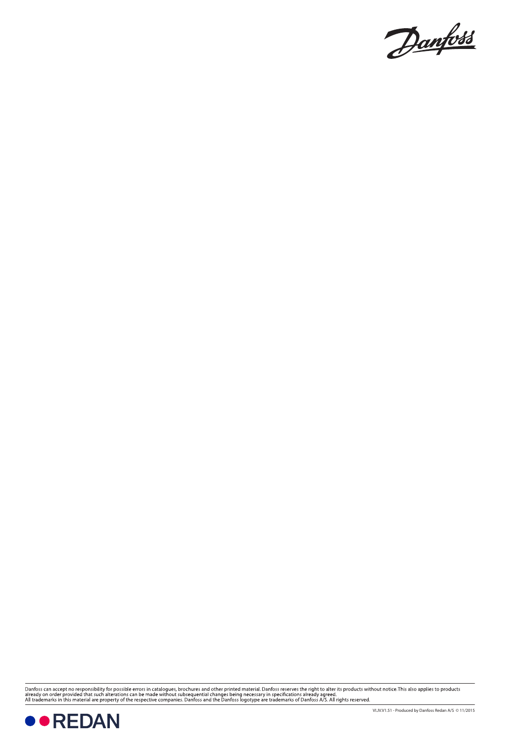Danfoss can accept no responsibility for possible errors in catalogues, brochures and other printed material. Danfoss reserves the right to alter its products without notice. This also applies to products already on order provided that such alterations can be made without subsequential changes being necessary in specifications already agreed.
All trademarks in this material are property of the respective companies. Danfoss and the Danfoss logotype are trademarks of Danfoss A/S. All rights reserved.

VI.JV.V1.51 - Produced by Danfoss Redan A/S © 11/2015